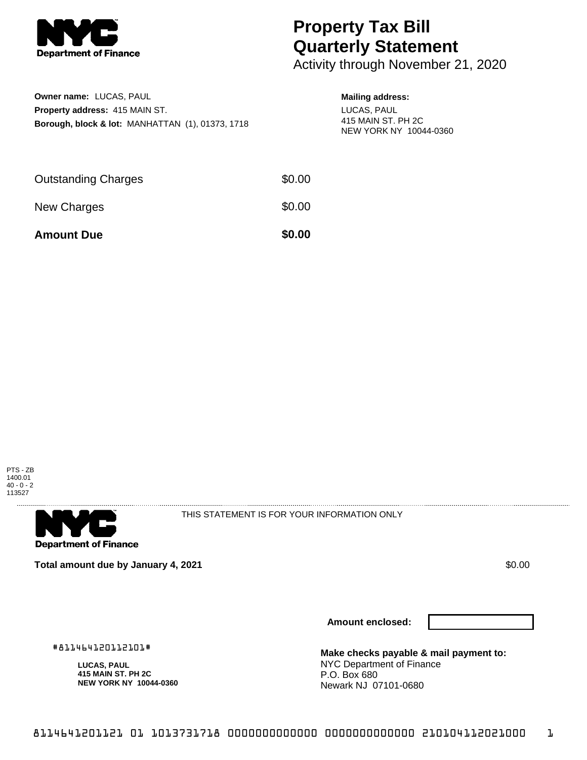NYC Department of Finance

# Property Tax Bill Quarterly Statement

Activity through November 21, 2020

**Owner name:** LUCAS, PAUL
**Property address:** 415 MAIN ST.
**Borough, block & lot:** MANHATTAN (1), 01373, 1718

**Mailing address:**
LUCAS, PAUL
415 MAIN ST. PH 2C
NEW YORK NY 10044-0360

| | |
|---|---|
| Outstanding Charges | $0.00 |
| New Charges | $0.00 |
| **Amount Due** | **$0.00** |

PTS - ZB
1400.01
40 - 0 - 2
113527

NYC Department of Finance

THIS STATEMENT IS FOR YOUR INFORMATION ONLY

**Total amount due by January 4, 2021** $0.00

**Amount enclosed:**

#811464120112101#

**LUCAS, PAUL**
**415 MAIN ST. PH 2C**
**NEW YORK NY 10044-0360**

**Make checks payable & mail payment to:**
NYC Department of Finance
P.O. Box 680
Newark NJ 07101-0680

8114641201121 01 1013731718 0000000000000 0000000000000 210104112021000 1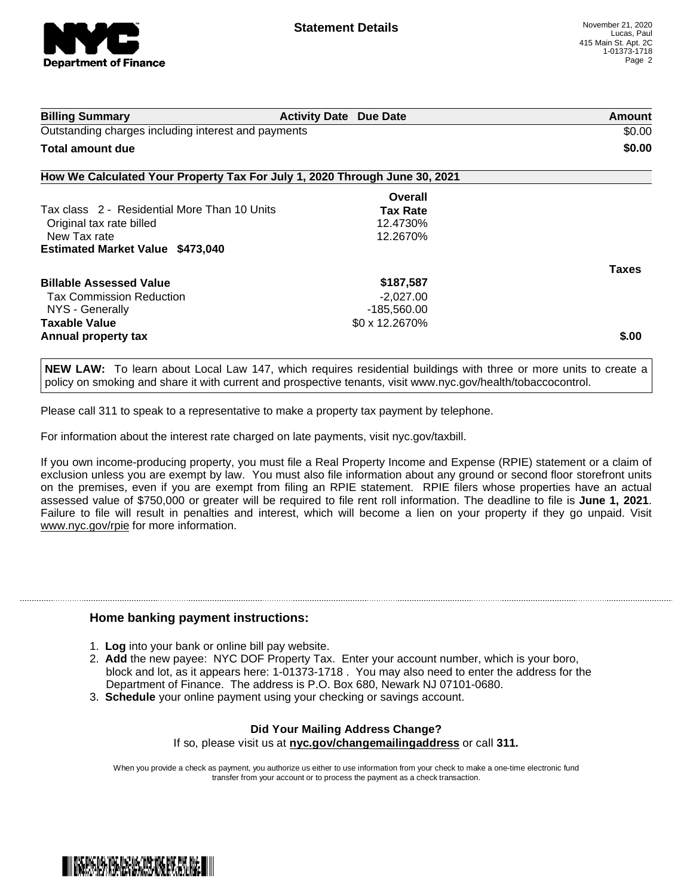**Statement Details**

November 21, 2020
Lucas, Paul
415 Main St. Apt. 2C
1-01373-1718

| Billing Summary | Activity Date | Due Date | Amount |
|---|---|---|---|
| Outstanding charges including interest and payments | | | $0.00 |
| **Total amount due** | | | **$0.00** |

**How We Calculated Your Property Tax For July 1, 2020 Through June 30, 2021**

| | Overall Tax Rate | |
|---|---|---|
| Tax class 2 - Residential More Than 10 Units | | |
| Original tax rate billed | 12.4730% | |
| New Tax rate | 12.2670% | |
| **Estimated Market Value $473,040** | | |
| | | **Taxes** |
| **Billable Assessed Value** | **$187,587** | |
| Tax Commission Reduction | -2,027.00 | |
| NYS - Generally | -185,560.00 | |
| **Taxable Value** | $0 x 12.2670% | |
| **Annual property tax** | | **$.00** |

**NEW LAW:** To learn about Local Law 147, which requires residential buildings with three or more units to create a policy on smoking and share it with current and prospective tenants, visit www.nyc.gov/health/tobaccocontrol.

Please call 311 to speak to a representative to make a property tax payment by telephone.

For information about the interest rate charged on late payments, visit nyc.gov/taxbill.

If you own income-producing property, you must file a Real Property Income and Expense (RPIE) statement or a claim of exclusion unless you are exempt by law. You must also file information about any ground or second floor storefront units on the premises, even if you are exempt from filing an RPIE statement. RPIE filers whose properties have an actual assessed value of $750,000 or greater will be required to file rent roll information. The deadline to file is **June 1, 2021**. Failure to file will result in penalties and interest, which will become a lien on your property if they go unpaid. Visit www.nyc.gov/rpie for more information.

### Home banking payment instructions:

1. **Log** into your bank or online bill pay website.
2. **Add** the new payee: NYC DOF Property Tax. Enter your account number, which is your boro, block and lot, as it appears here: 1-01373-1718 . You may also need to enter the address for the Department of Finance. The address is P.O. Box 680, Newark NJ 07101-0680.
3. **Schedule** your online payment using your checking or savings account.

**Did Your Mailing Address Change?**

If so, please visit us at **nyc.gov/changemailingaddress** or call **311.**

When you provide a check as payment, you authorize us either to use information from your check to make a one-time electronic fund transfer from your account or to process the payment as a check transaction.